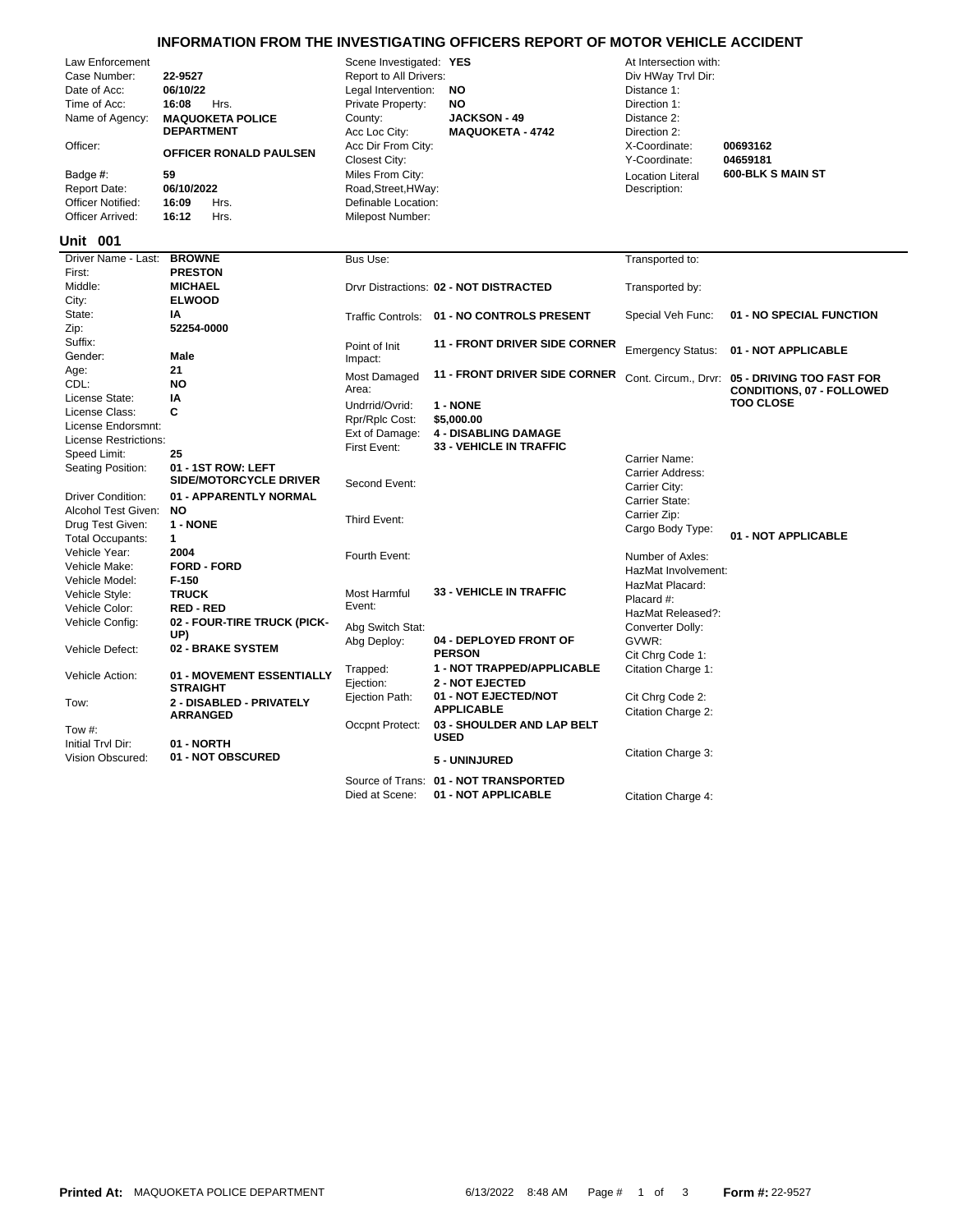# INFORMATION FROM THE INVESTIGATING OFFICERS REPORT OF MOTOR VEHICLE ACCIDENT

| Law Enforcement | | | | | |
|---|---|---|---|---|---|
| Case Number: | **22-9527** | Scene Investigated: | **YES** | At Intersection with: | |
| Date of Acc: | **06/10/22** | Report to All Drivers: | | Div HWay Trvl Dir: | |
| Time of Acc: | **16:08** Hrs. | Legal Intervention: | **NO** | Distance 1: | |
| Name of Agency: | **MAQUOKETA POLICE DEPARTMENT** | Private Property: | **NO** | Direction 1: | |
| | | County: | **JACKSON - 49** | Distance 2: | |
| | | Acc Loc City: | **MAQUOKETA - 4742** | Direction 2: | |
| Officer: | **OFFICER RONALD PAULSEN** | Acc Dir From City: | | X-Coordinate: | **00693162** |
| | | Closest City: | | Y-Coordinate: | **04659181** |
| Badge #: | **59** | Miles From City: | | Location Literal Description: | **600-BLK S MAIN ST** |
| Report Date: | **06/10/2022** | Road,Street,HWay: | | | |
| Officer Notified: | **16:09** Hrs. | Definable Location: | | | |
| Officer Arrived: | **16:12** Hrs. | Milepost Number: | | | |

## Unit 001

| | | | | | |
|---|---|---|---|---|---|
| Driver Name - Last: | **BROWNE** | Bus Use: | | Transported to: | |
| First: | **PRESTON** | | | | |
| Middle: | **MICHAEL** | Drvr Distractions: | **02 - NOT DISTRACTED** | Transported by: | |
| City: | **ELWOOD** | | | | |
| State: | **IA** | Traffic Controls: | **01 - NO CONTROLS PRESENT** | Special Veh Func: | **01 - NO SPECIAL FUNCTION** |
| Zip: | **52254-0000** | | | | |
| Suffix: | | Point of Init Impact: | **11 - FRONT DRIVER SIDE CORNER** | Emergency Status: | **01 - NOT APPLICABLE** |
| Gender: | **Male** | | | | |
| Age: | **21** | Most Damaged Area: | **11 - FRONT DRIVER SIDE CORNER** | Cont. Circum., Drvr: | **05 - DRIVING TOO FAST FOR CONDITIONS, 07 - FOLLOWED TOO CLOSE** |
| CDL: | **NO** | | | | |
| License State: | **IA** | Undrrid/Ovrid: | **1 - NONE** | | |
| License Class: | **C** | Rpr/Rplc Cost: | **$5,000.00** | | |
| License Endorsmnt: | | Ext of Damage: | **4 - DISABLING DAMAGE** | | |
| License Restrictions: | | First Event: | **33 - VEHICLE IN TRAFFIC** | | |
| Speed Limit: | **25** | | | Carrier Name: | |
| Seating Position: | **01 - 1ST ROW: LEFT SIDE/MOTORCYCLE DRIVER** | Second Event: | | Carrier Address: | |
| | | | | Carrier City: | |
| Driver Condition: | **01 - APPARENTLY NORMAL** | | | Carrier State: | |
| Alcohol Test Given: | **NO** | Third Event: | | Carrier Zip: | |
| Drug Test Given: | **1 - NONE** | | | Cargo Body Type: | **01 - NOT APPLICABLE** |
| Total Occupants: | **1** | | | | |
| Vehicle Year: | **2004** | Fourth Event: | | Number of Axles: | |
| Vehicle Make: | **FORD - FORD** | | | HazMat Involvement: | |
| Vehicle Model: | **F-150** | | | HazMat Placard: | |
| Vehicle Style: | **TRUCK** | Most Harmful Event: | **33 - VEHICLE IN TRAFFIC** | Placard #: | |
| Vehicle Color: | **RED - RED** | | | HazMat Released?: | |
| Vehicle Config: | **02 - FOUR-TIRE TRUCK (PICK-UP)** | Abg Switch Stat: | | Converter Dolly: | |
| Vehicle Defect: | **02 - BRAKE SYSTEM** | Abg Deploy: | **04 - DEPLOYED FRONT OF PERSON** | GVWR: | |
| | | | | Cit Chrg Code 1: | |
| Vehicle Action: | **01 - MOVEMENT ESSENTIALLY STRAIGHT** | Trapped: | **1 - NOT TRAPPED/APPLICABLE** | Citation Charge 1: | |
| | | Ejection: | **2 - NOT EJECTED** | | |
| Tow: | **2 - DISABLED - PRIVATELY ARRANGED** | Ejection Path: | **01 - NOT EJECTED/NOT APPLICABLE** | Cit Chrg Code 2: | |
| | | | | Citation Charge 2: | |
| Tow #: | | Occpnt Protect: | **03 - SHOULDER AND LAP BELT USED** | | |
| Initial Trvl Dir: | **01 - NORTH** | | | | |
| Vision Obscured: | **01 - NOT OBSCURED** | | **5 - UNINJURED** | Citation Charge 3: | |
| | | Source of Trans: | **01 - NOT TRANSPORTED** | | |
| | | Died at Scene: | **01 - NOT APPLICABLE** | Citation Charge 4: | |

**Printed At:** MAQUOKETA POLICE DEPARTMENT 6/13/2022 8:48 AM **Form #:** 22-9527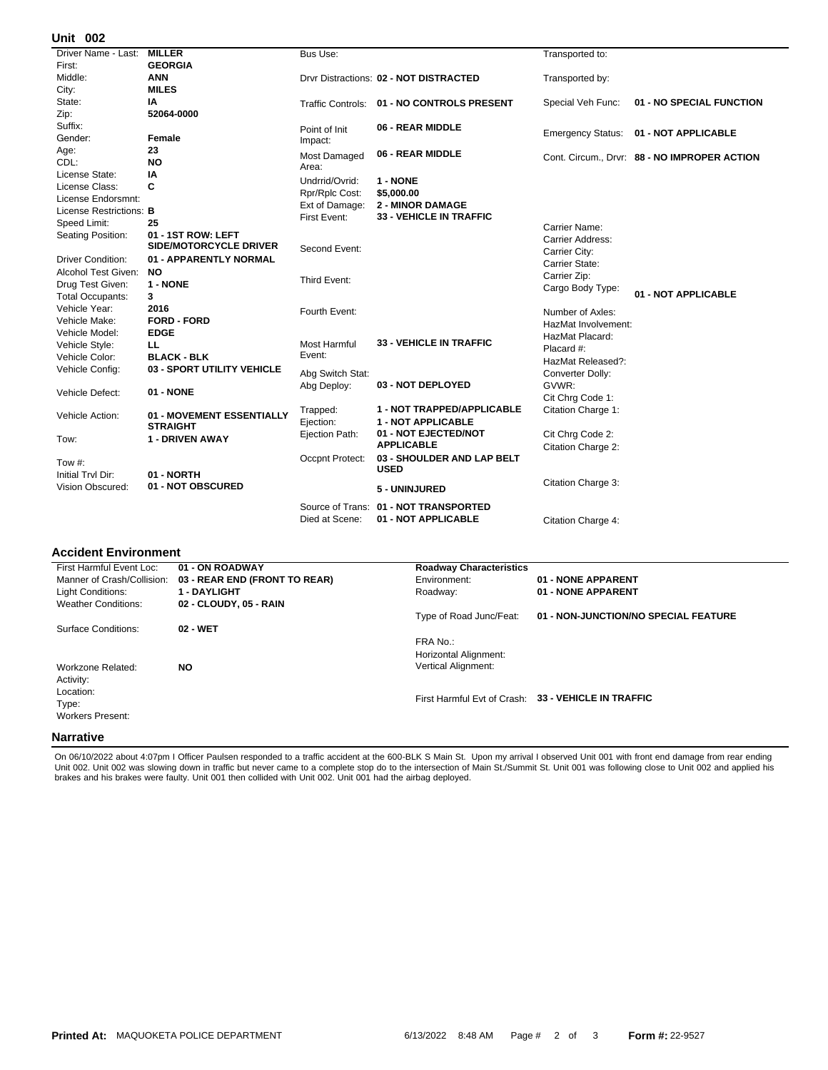## Unit 002

| Field | Value |
|---|---|
| Driver Name - Last: | MILLER |
| First: | GEORGIA |
| Middle: | ANN |
| City: | MILES |
| State: | IA |
| Zip: | 52064-0000 |
| Suffix: | |
| Gender: | Female |
| Age: | 23 |
| CDL: | NO |
| License State: | IA |
| License Class: | C |
| License Endorsmnt: | |
| License Restrictions: | B |
| Speed Limit: | 25 |
| Seating Position: | 01 - 1ST ROW: LEFT SIDE/MOTORCYCLE DRIVER |
| Driver Condition: | 01 - APPARENTLY NORMAL |
| Alcohol Test Given: | NO |
| Drug Test Given: | 1 - NONE |
| Total Occupants: | 3 |
| Vehicle Year: | 2016 |
| Vehicle Make: | FORD - FORD |
| Vehicle Model: | EDGE |
| Vehicle Style: | LL |
| Vehicle Color: | BLACK - BLK |
| Vehicle Config: | 03 - SPORT UTILITY VEHICLE |
| Vehicle Defect: | 01 - NONE |
| Vehicle Action: | 01 - MOVEMENT ESSENTIALLY STRAIGHT |
| Tow: | 1 - DRIVEN AWAY |
| Tow #: | |
| Initial Trvl Dir: | 01 - NORTH |
| Vision Obscured: | 01 - NOT OBSCURED |

| Field | Value |
|---|---|
| Bus Use: | |
| Drvr Distractions: | 02 - NOT DISTRACTED |
| Traffic Controls: | 01 - NO CONTROLS PRESENT |
| Point of Init Impact: | 06 - REAR MIDDLE |
| Most Damaged Area: | 06 - REAR MIDDLE |
| Undrrid/Ovrid: | 1 - NONE |
| Rpr/Rplc Cost: | $5,000.00 |
| Ext of Damage: | 2 - MINOR DAMAGE |
| First Event: | 33 - VEHICLE IN TRAFFIC |
| Second Event: | |
| Third Event: | |
| Fourth Event: | |
| Most Harmful Event: | 33 - VEHICLE IN TRAFFIC |
| Abg Switch Stat: | |
| Abg Deploy: | 03 - NOT DEPLOYED |
| Trapped: | 1 - NOT TRAPPED/APPLICABLE |
| Ejection: | 1 - NOT APPLICABLE |
| Ejection Path: | 01 - NOT EJECTED/NOT APPLICABLE |
| Occpnt Protect: | 03 - SHOULDER AND LAP BELT USED |
| | 5 - UNINJURED |
| Source of Trans: | 01 - NOT TRANSPORTED |
| Died at Scene: | 01 - NOT APPLICABLE |

| Field | Value |
|---|---|
| Transported to: | |
| Transported by: | |
| Special Veh Func: | 01 - NO SPECIAL FUNCTION |
| Emergency Status: | 01 - NOT APPLICABLE |
| Cont. Circum., Drvr: | 88 - NO IMPROPER ACTION |
| Carrier Name: | |
| Carrier Address: | |
| Carrier City: | |
| Carrier State: | |
| Carrier Zip: | |
| Cargo Body Type: | 01 - NOT APPLICABLE |
| Number of Axles: | |
| HazMat Involvement: | |
| HazMat Placard: | |
| Placard #: | |
| HazMat Released?: | |
| Converter Dolly: | |
| GVWR: | |
| Cit Chrg Code 1: | |
| Citation Charge 1: | |
| Cit Chrg Code 2: | |
| Citation Charge 2: | |
| Citation Charge 3: | |
| Citation Charge 4: | |

## Accident Environment

| Field | Value |
|---|---|
| First Harmful Event Loc: | 01 - ON ROADWAY |
| Manner of Crash/Collision: | 03 - REAR END (FRONT TO REAR) |
| Light Conditions: | 1 - DAYLIGHT |
| Weather Conditions: | 02 - CLOUDY, 05 - RAIN |
| Surface Conditions: | 02 - WET |
| Workzone Related: | NO |
| Activity: | |
| Location: | |
| Type: | |
| Workers Present: | |

| **Roadway Characteristics** | |
|---|---|
| Environment: | 01 - NONE APPARENT |
| Roadway: | 01 - NONE APPARENT |
| Type of Road Junc/Feat: | 01 - NON-JUNCTION/NO SPECIAL FEATURE |
| FRA No.: | |
| Horizontal Alignment: | |
| Vertical Alignment: | |
| First Harmful Evt of Crash: | 33 - VEHICLE IN TRAFFIC |

## Narrative

On 06/10/2022 about 4:07pm I Officer Paulsen responded to a traffic accident at the 600-BLK S Main St. Upon my arrival I observed Unit 001 with front end damage from rear ending Unit 002. Unit 002 was slowing down in traffic but never came to a complete stop do to the intersection of Main St./Summit St. Unit 001 was following close to Unit 002 and applied his brakes and his brakes were faulty. Unit 001 then collided with Unit 002. Unit 001 had the airbag deployed.

Printed At: MAQUOKETA POLICE DEPARTMENT 6/13/2022 8:48 AM Form #: 22-9527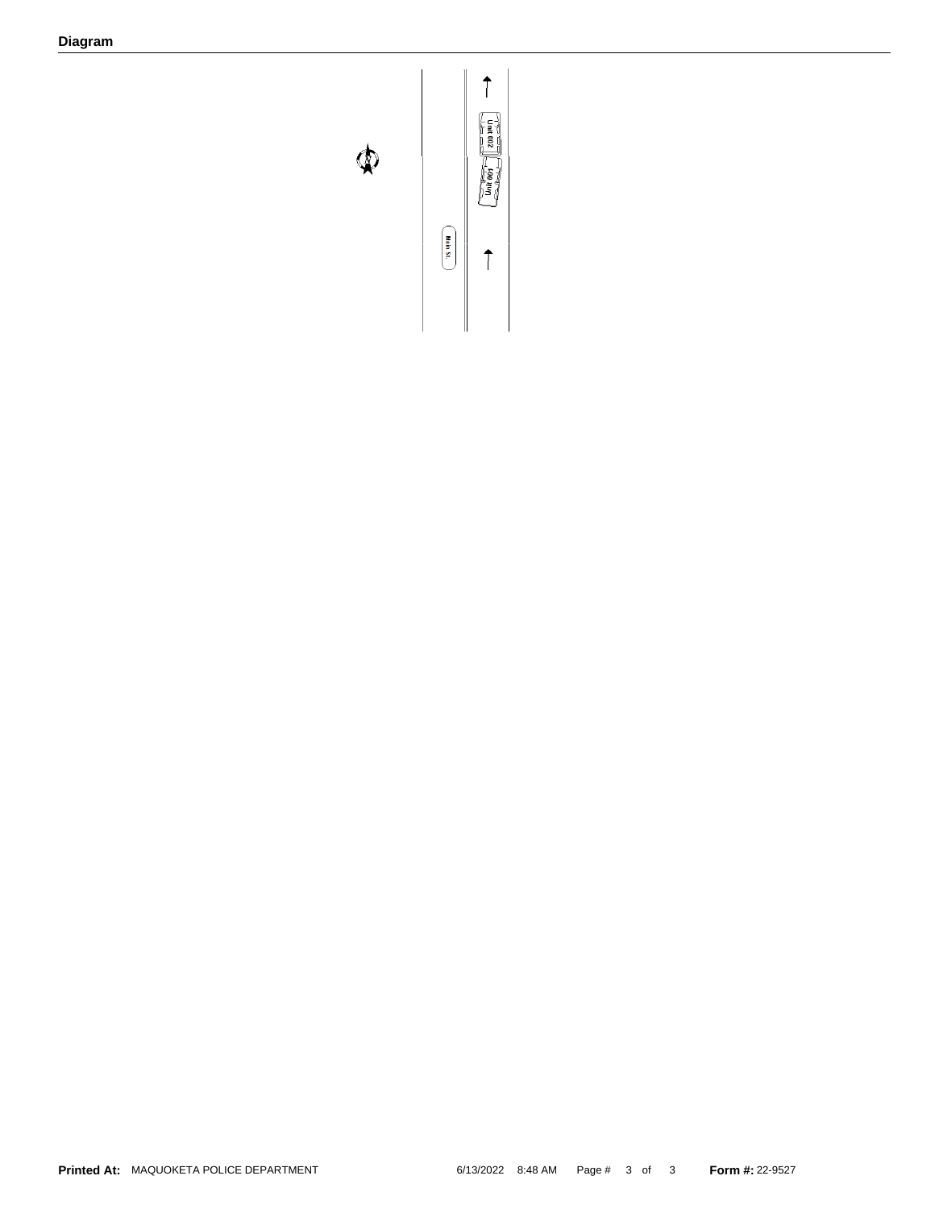**Diagram**

Unit 002

Unit 001

Main St.